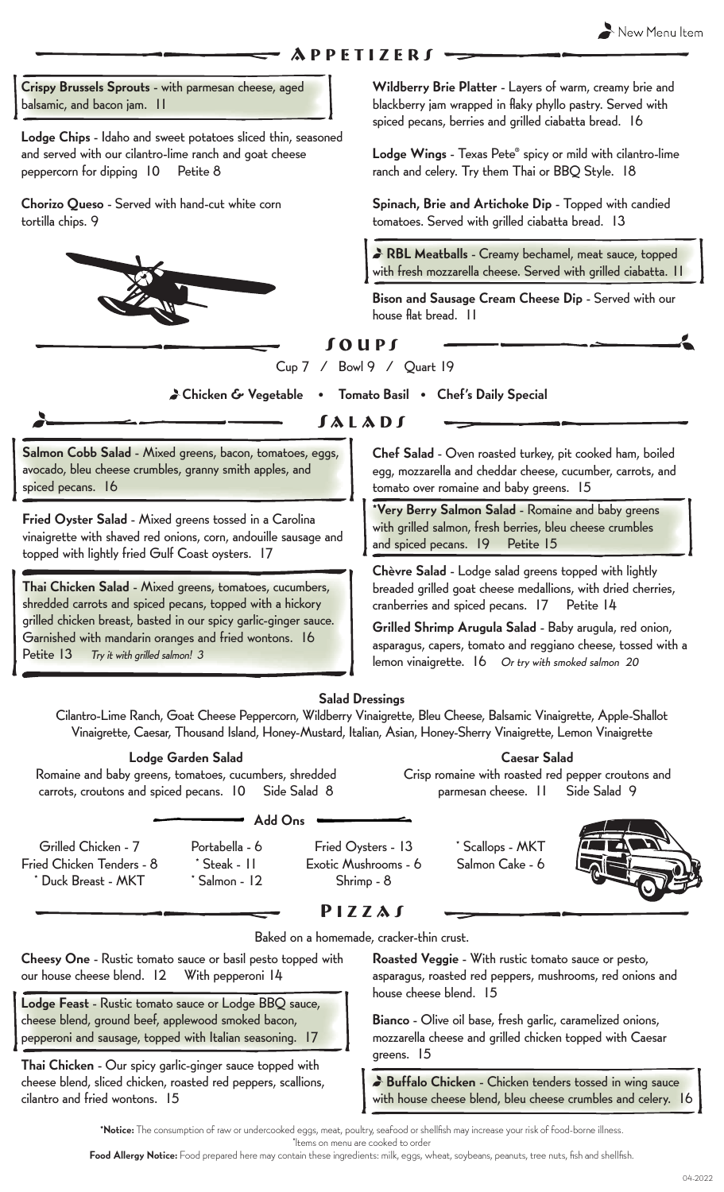New Menu Item

## Appetizers

**Crispy Brussels Sprouts** - with parmesan cheese, aged balsamic, and bacon jam. 11

**Lodge Chips** - Idaho and sweet potatoes sliced thin, seasoned and served with our cilantro-lime ranch and goat cheese peppercorn for dipping 10 Petite 8

**Chorizo Queso** - Served with hand-cut white corn tortilla chips. 9

**Wildberry Brie Platter** - Layers of warm, creamy brie and blackberry jam wrapped in flaky phyllo pastry. Served with spiced pecans, berries and grilled ciabatta bread. 16

**Lodge Wings** - Texas Pete® spicy or mild with cilantro-lime ranch and celery. Try them Thai or BBQ Style. 18

**Spinach, Brie and Artichoke Dip** - Topped with candied tomatoes. Served with grilled ciabatta bread. 13

**RBL Meatballs** - Creamy bechamel, meat sauce, topped with fresh mozzarella cheese. Served with grilled ciabatta. 11

**Bison and Sausage Cream Cheese Dip** - Served with our house flat bread. 11

## Soups

Cup 7 / Bowl 9 / Quart 19

**Chicken & Vegetable** • **Tomato Basil** • **Chef's Daily Special**

## Salads

**Salmon Cobb Salad** - Mixed greens, bacon, tomatoes, eggs, avocado, bleu cheese crumbles, granny smith apples, and spiced pecans. 16

**Fried Oyster Salad** - Mixed greens tossed in a Carolina vinaigrette with shaved red onions, corn, andouille sausage and topped with lightly fried Gulf Coast oysters. 17

**Thai Chicken Salad** - Mixed greens, tomatoes, cucumbers, shredded carrots and spiced pecans, topped with a hickory grilled chicken breast, basted in our spicy garlic-ginger sauce. Garnished with mandarin oranges and fried wontons. 16 Petite 13 *Try it with grilled salmon! 3*

**Chef Salad** - Oven roasted turkey, pit cooked ham, boiled egg, mozzarella and cheddar cheese, cucumber, carrots, and tomato over romaine and baby greens. 15

**\*Very Berry Salmon Salad** - Romaine and baby greens with grilled salmon, fresh berries, bleu cheese crumbles and spiced pecans. 19 Petite 15

**Chèvre Salad** - Lodge salad greens topped with lightly breaded grilled goat cheese medallions, with dried cherries, cranberries and spiced pecans. 17 Petite 14

**Grilled Shrimp Arugula Salad** - Baby arugula, red onion, asparagus, capers, tomato and reggiano cheese, tossed with a lemon vinaigrette. 16 *Or try with smoked salmon 20*

### Salad Dressings

Cilantro-Lime Ranch, Goat Cheese Peppercorn, Wildberry Vinaigrette, Bleu Cheese, Balsamic Vinaigrette, Apple-Shallot Vinaigrette, Caesar, Thousand Island, Honey-Mustard, Italian, Asian, Honey-Sherry Vinaigrette, Lemon Vinaigrette

**Lodge Garden Salad**
Romaine and baby greens, tomatoes, cucumbers, shredded carrots, croutons and spiced pecans. 10 Side Salad 8

**Caesar Salad**
Crisp romaine with roasted red pepper croutons and parmesan cheese. 11 Side Salad 9

### Add Ons

Grilled Chicken - 7
Fried Chicken Tenders - 8
\* Duck Breast - MKT
Portabella - 6
\* Steak - 11
\* Salmon - 12
Fried Oysters - 13
Exotic Mushrooms - 6
Shrimp - 8
\* Scallops - MKT
Salmon Cake - 6

## Pizzas

Baked on a homemade, cracker-thin crust.

**Cheesy One** - Rustic tomato sauce or basil pesto topped with our house cheese blend. 12 With pepperoni 14

**Lodge Feast** - Rustic tomato sauce or Lodge BBQ sauce, cheese blend, ground beef, applewood smoked bacon, pepperoni and sausage, topped with Italian seasoning. 17

**Thai Chicken** - Our spicy garlic-ginger sauce topped with cheese blend, sliced chicken, roasted red peppers, scallions, cilantro and fried wontons. 15

**Roasted Veggie** - With rustic tomato sauce or pesto, asparagus, roasted red peppers, mushrooms, red onions and house cheese blend. 15

**Bianco** - Olive oil base, fresh garlic, caramelized onions, mozzarella cheese and grilled chicken topped with Caesar greens. 15

**Buffalo Chicken** - Chicken tenders tossed in wing sauce with house cheese blend, bleu cheese crumbles and celery. 16

**\*Notice:** The consumption of raw or undercooked eggs, meat, poultry, seafood or shellfish may increase your risk of food-borne illness.
\*Items on menu are cooked to order

**Food Allergy Notice:** Food prepared here may contain these ingredients: milk, eggs, wheat, soybeans, peanuts, tree nuts, fish and shellfish.

04-2022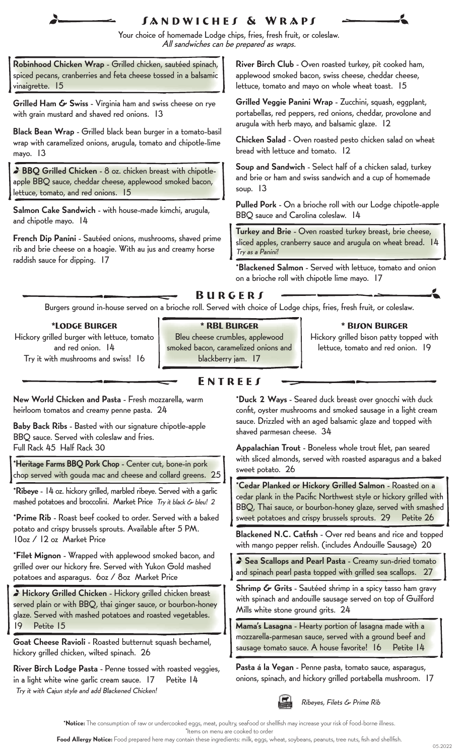## SANDWICHES & WRAPS

Your choice of homemade Lodge chips, fries, fresh fruit, or coleslaw.
*All sandwiches can be prepared as wraps.*

**Robinhood Chicken Wrap** - Grilled chicken, sautéed spinach, spiced pecans, cranberries and feta cheese tossed in a balsamic vinaigrette. 15

**Grilled Ham & Swiss** - Virginia ham and swiss cheese on rye with grain mustard and shaved red onions. 13

**Black Bean Wrap** - Grilled black bean burger in a tomato-basil wrap with caramelized onions, arugula, tomato and chipotle-lime mayo. 13

**BBQ Grilled Chicken** - 8 oz. chicken breast with chipotle-apple BBQ sauce, cheddar cheese, applewood smoked bacon, lettuce, tomato, and red onions. 15

**Salmon Cake Sandwich** - with house-made kimchi, arugula, and chipotle mayo. 14

**French Dip Panini** - Sautéed onions, mushrooms, shaved prime rib and brie cheese on a hoagie. With au jus and creamy horse raddish sauce for dipping. 17

**River Birch Club** - Oven roasted turkey, pit cooked ham, applewood smoked bacon, swiss cheese, cheddar cheese, lettuce, tomato and mayo on whole wheat toast. 15

**Grilled Veggie Panini Wrap** - Zucchini, squash, eggplant, portabellas, red peppers, red onions, cheddar, provolone and arugula with herb mayo, and balsamic glaze. 12

**Chicken Salad** - Oven roasted pesto chicken salad on wheat bread with lettuce and tomato. 12

**Soup and Sandwich** - Select half of a chicken salad, turkey and brie or ham and swiss sandwich and a cup of homemade soup. 13

**Pulled Pork** - On a brioche roll with our Lodge chipotle-apple BBQ sauce and Carolina coleslaw. 14

**Turkey and Brie** - Oven roasted turkey breast, brie cheese, sliced apples, cranberry sauce and arugula on wheat bread. 14
*Try as a Panini!*

***Blackened Salmon** - Served with lettuce, tomato and onion on a brioche roll with chipotle lime mayo. 17

## BURGERS

Burgers ground in-house served on a brioche roll. Served with choice of Lodge chips, fries, fresh fruit, or coleslaw.

**\*LODGE BURGER**
Hickory grilled burger with lettuce, tomato and red onion. 14
Try it with mushrooms and swiss! 16

**\* RBL BURGER**
Bleu cheese crumbles, applewood smoked bacon, caramelized onions and blackberry jam. 17

**\* BISON BURGER**
Hickory grilled bison patty topped with lettuce, tomato and red onion. 19

## ENTREES

**New World Chicken and Pasta** - Fresh mozzarella, warm heirloom tomatoes and creamy penne pasta. 24

**Baby Back Ribs** - Basted with our signature chipotle-apple BBQ sauce. Served with coleslaw and fries.
Full Rack 45 Half Rack 30

***Heritage Farms BBQ Pork Chop** - Center cut, bone-in pork chop served with gouda mac and cheese and collard greens. 25

***Ribeye** - 14 oz. hickory grilled, marbled ribeye. Served with a garlic mashed potatoes and broccolini. Market Price *Try it black & bleu! 2*

***Prime Rib** - Roast beef cooked to order. Served with a baked potato and crispy brussels sprouts. Available after 5 PM.
10oz / 12 oz Market Price

***Filet Mignon** - Wrapped with applewood smoked bacon, and grilled over our hickory fire. Served with Yukon Gold mashed potatoes and asparagus. 6oz / 8oz Market Price

**Hickory Grilled Chicken** - Hickory grilled chicken breast served plain or with BBQ, thai ginger sauce, or bourbon-honey glaze. Served with mashed potatoes and roasted vegetables.
19 Petite 15

**Goat Cheese Ravioli** - Roasted butternut squash bechamel, hickory grilled chicken, wilted spinach. 26

**River Birch Lodge Pasta** - Penne tossed with roasted veggies, in a light white wine garlic cream sauce. 17 Petite 14
*Try it with Cajun style and add Blackened Chicken!*

***Duck 2 Ways** - Seared duck breast over gnocchi with duck confit, oyster mushrooms and smoked sausage in a light cream sauce. Drizzled with an aged balsamic glaze and topped with shaved parmesan cheese. 34

**Appalachian Trout** - Boneless whole trout filet, pan seared with sliced almonds, served with roasted asparagus and a baked sweet potato. 26

***Cedar Planked or Hickory Grilled Salmon** - Roasted on a cedar plank in the Pacific Northwest style or hickory grilled with BBQ, Thai sauce, or bourbon-honey glaze, served with smashed sweet potatoes and crispy brussels sprouts. 29 Petite 26

**Blackened N.C. Catfish** - Over red beans and rice and topped with mango pepper relish. (includes Andouille Sausage) 20

**Sea Scallops and Pearl Pasta** - Creamy sun-dried tomato and spinach pearl pasta topped with grilled sea scallops. 27

**Shrimp & Grits** - Sautéed shrimp in a spicy tasso ham gravy with spinach and andouille sausage served on top of Guilford Mills white stone ground grits. 24

**Mama's Lasagna** - Hearty portion of lasagna made with a mozzarella-parmesan sauce, served with a ground beef and sausage tomato sauce. A house favorite! 16 Petite 14

**Pasta á la Vegan** - Penne pasta, tomato sauce, asparagus, onions, spinach, and hickory grilled portabella mushroom. 17

*Ribeyes, Filets & Prime Rib*

***Notice:** The consumption of raw or undercooked eggs, meat, poultry, seafood or shellfish may increase your risk of food-borne illness.
*Items on menu are cooked to order

**Food Allergy Notice:** Food prepared here may contain these ingredients: milk, eggs, wheat, soybeans, peanuts, tree nuts, fish and shellfish.

05-2022